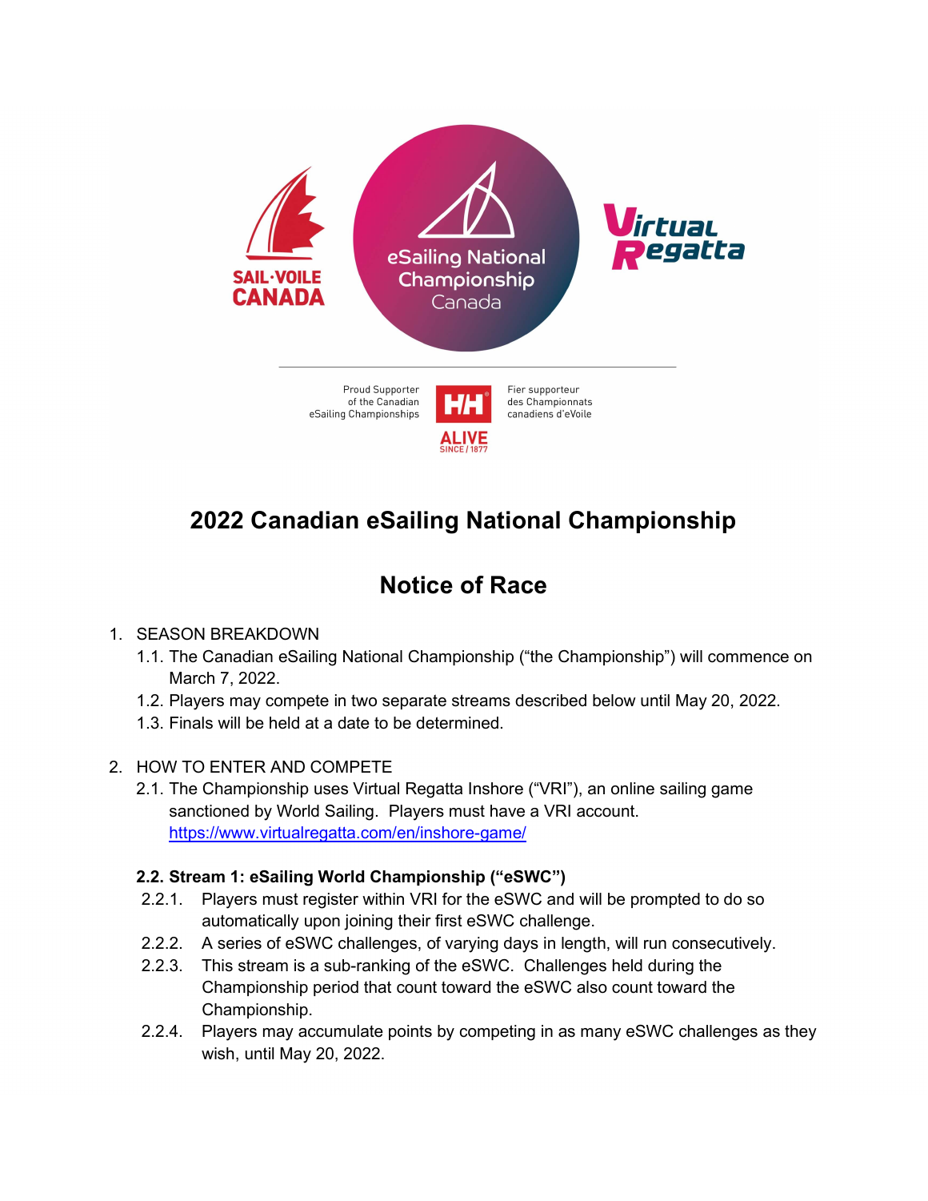# 2022 Canadian eSailing National Championship

# Notice of Race

1. SEASON BREAKDOWN
   1.1. The Canadian eSailing National Championship ("the Championship") will commence on March 7, 2022.
   1.2. Players may compete in two separate streams described below until May 20, 2022.
   1.3. Finals will be held at a date to be determined.

2. HOW TO ENTER AND COMPETE
   2.1. The Championship uses Virtual Regatta Inshore ("VRI"), an online sailing game sanctioned by World Sailing. Players must have a VRI account. https://www.virtualregatta.com/en/inshore-game/

   **2.2. Stream 1: eSailing World Championship ("eSWC")**

   2.2.1. Players must register within VRI for the eSWC and will be prompted to do so automatically upon joining their first eSWC challenge.
   2.2.2. A series of eSWC challenges, of varying days in length, will run consecutively.
   2.2.3. This stream is a sub-ranking of the eSWC. Challenges held during the Championship period that count toward the eSWC also count toward the Championship.
   2.2.4. Players may accumulate points by competing in as many eSWC challenges as they wish, until May 20, 2022.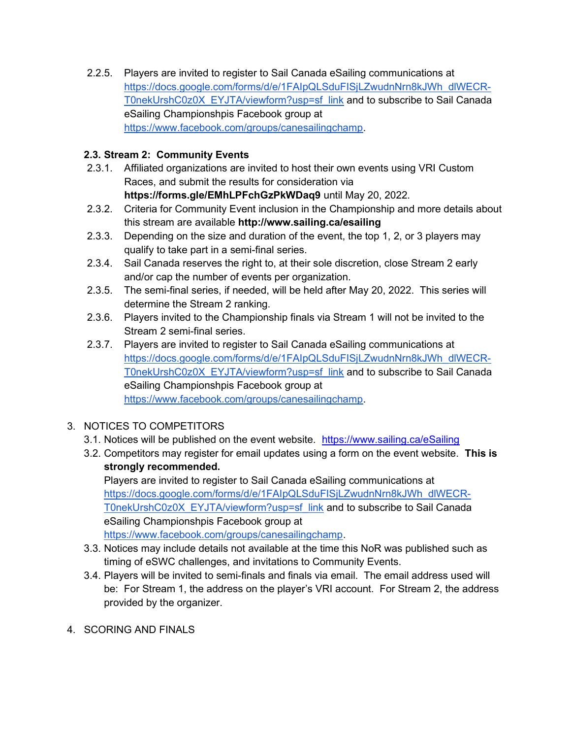2.2.5. Players are invited to register to Sail Canada eSailing communications at https://docs.google.com/forms/d/e/1FAIpQLSduFISjLZwudnNrn8kJWh_dlWECR-T0nekUrshC0z0X_EYJTA/viewform?usp=sf_link and to subscribe to Sail Canada eSailing Championshpis Facebook group at https://www.facebook.com/groups/canesailingchamp.

### 2.3. Stream 2: Community Events

2.3.1. Affiliated organizations are invited to host their own events using VRI Custom Races, and submit the results for consideration via **https://forms.gle/EMhLPFchGzPkWDaq9** until May 20, 2022.

2.3.2. Criteria for Community Event inclusion in the Championship and more details about this stream are available **http://www.sailing.ca/esailing**

2.3.3. Depending on the size and duration of the event, the top 1, 2, or 3 players may qualify to take part in a semi-final series.

2.3.4. Sail Canada reserves the right to, at their sole discretion, close Stream 2 early and/or cap the number of events per organization.

2.3.5. The semi-final series, if needed, will be held after May 20, 2022. This series will determine the Stream 2 ranking.

2.3.6. Players invited to the Championship finals via Stream 1 will not be invited to the Stream 2 semi-final series.

2.3.7. Players are invited to register to Sail Canada eSailing communications at https://docs.google.com/forms/d/e/1FAIpQLSduFISjLZwudnNrn8kJWh_dlWECR-T0nekUrshC0z0X_EYJTA/viewform?usp=sf_link and to subscribe to Sail Canada eSailing Championshpis Facebook group at https://www.facebook.com/groups/canesailingchamp.

## 3. NOTICES TO COMPETITORS

3.1. Notices will be published on the event website. https://www.sailing.ca/eSailing

3.2. Competitors may register for email updates using a form on the event website. **This is strongly recommended.**
Players are invited to register to Sail Canada eSailing communications at https://docs.google.com/forms/d/e/1FAIpQLSduFISjLZwudnNrn8kJWh_dlWECR-T0nekUrshC0z0X_EYJTA/viewform?usp=sf_link and to subscribe to Sail Canada eSailing Championshpis Facebook group at https://www.facebook.com/groups/canesailingchamp.

3.3. Notices may include details not available at the time this NoR was published such as timing of eSWC challenges, and invitations to Community Events.

3.4. Players will be invited to semi-finals and finals via email. The email address used will be: For Stream 1, the address on the player's VRI account. For Stream 2, the address provided by the organizer.

## 4. SCORING AND FINALS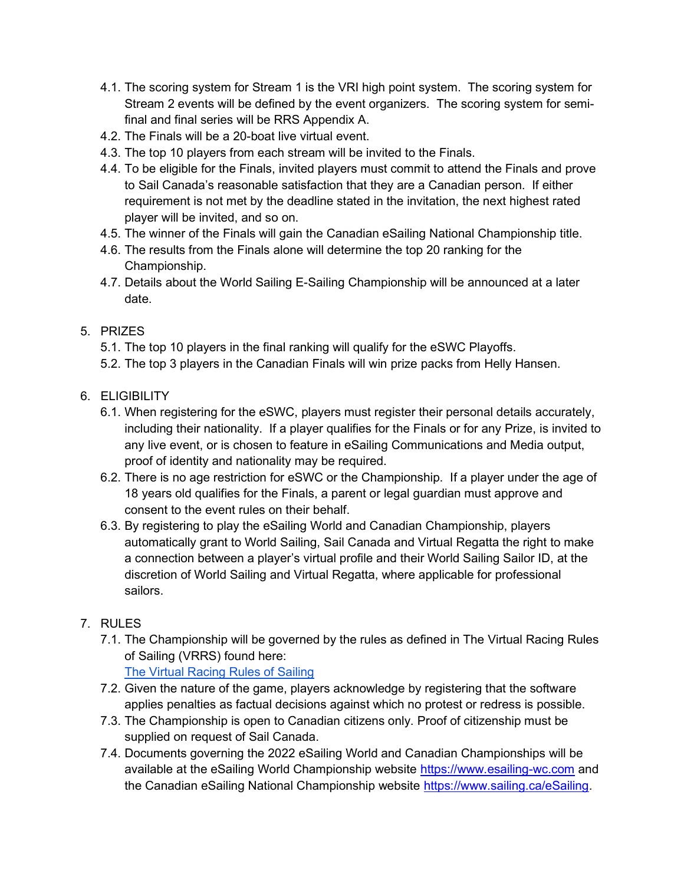4.1. The scoring system for Stream 1 is the VRI high point system. The scoring system for Stream 2 events will be defined by the event organizers. The scoring system for semi-final and final series will be RRS Appendix A.

4.2. The Finals will be a 20-boat live virtual event.

4.3. The top 10 players from each stream will be invited to the Finals.

4.4. To be eligible for the Finals, invited players must commit to attend the Finals and prove to Sail Canada's reasonable satisfaction that they are a Canadian person. If either requirement is not met by the deadline stated in the invitation, the next highest rated player will be invited, and so on.

4.5. The winner of the Finals will gain the Canadian eSailing National Championship title.

4.6. The results from the Finals alone will determine the top 20 ranking for the Championship.

4.7. Details about the World Sailing E-Sailing Championship will be announced at a later date.

5. PRIZES

5.1. The top 10 players in the final ranking will qualify for the eSWC Playoffs.

5.2. The top 3 players in the Canadian Finals will win prize packs from Helly Hansen.

6. ELIGIBILITY

6.1. When registering for the eSWC, players must register their personal details accurately, including their nationality. If a player qualifies for the Finals or for any Prize, is invited to any live event, or is chosen to feature in eSailing Communications and Media output, proof of identity and nationality may be required.

6.2. There is no age restriction for eSWC or the Championship. If a player under the age of 18 years old qualifies for the Finals, a parent or legal guardian must approve and consent to the event rules on their behalf.

6.3. By registering to play the eSailing World and Canadian Championship, players automatically grant to World Sailing, Sail Canada and Virtual Regatta the right to make a connection between a player's virtual profile and their World Sailing Sailor ID, at the discretion of World Sailing and Virtual Regatta, where applicable for professional sailors.

7. RULES

7.1. The Championship will be governed by the rules as defined in The Virtual Racing Rules of Sailing (VRRS) found here: [The Virtual Racing Rules of Sailing]()

7.2. Given the nature of the game, players acknowledge by registering that the software applies penalties as factual decisions against which no protest or redress is possible.

7.3. The Championship is open to Canadian citizens only. Proof of citizenship must be supplied on request of Sail Canada.

7.4. Documents governing the 2022 eSailing World and Canadian Championships will be available at the eSailing World Championship website https://www.esailing-wc.com and the Canadian eSailing National Championship website https://www.sailing.ca/eSailing.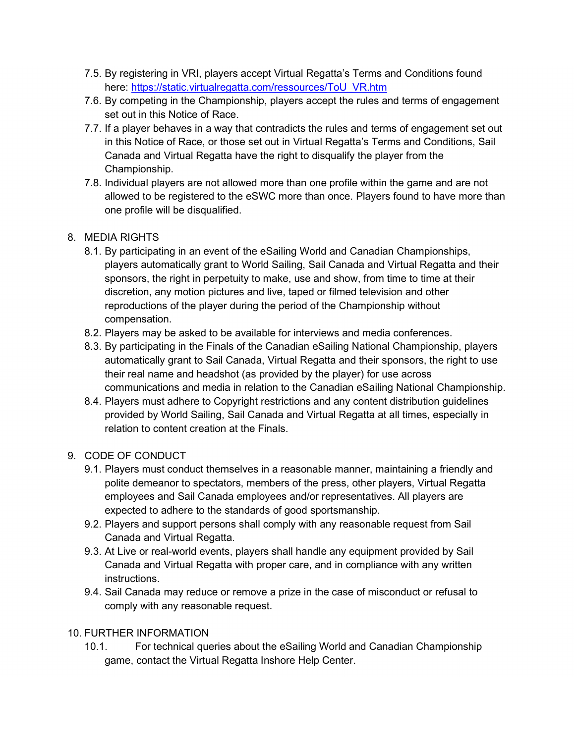7.5. By registering in VRI, players accept Virtual Regatta's Terms and Conditions found here: [https://static.virtualregatta.com/ressources/ToU_VR.htm](https://static.virtualregatta.com/ressources/ToU_VR.htm)

7.6. By competing in the Championship, players accept the rules and terms of engagement set out in this Notice of Race.

7.7. If a player behaves in a way that contradicts the rules and terms of engagement set out in this Notice of Race, or those set out in Virtual Regatta's Terms and Conditions, Sail Canada and Virtual Regatta have the right to disqualify the player from the Championship.

7.8. Individual players are not allowed more than one profile within the game and are not allowed to be registered to the eSWC more than once. Players found to have more than one profile will be disqualified.

## 8. MEDIA RIGHTS

8.1. By participating in an event of the eSailing World and Canadian Championships, players automatically grant to World Sailing, Sail Canada and Virtual Regatta and their sponsors, the right in perpetuity to make, use and show, from time to time at their discretion, any motion pictures and live, taped or filmed television and other reproductions of the player during the period of the Championship without compensation.

8.2. Players may be asked to be available for interviews and media conferences.

8.3. By participating in the Finals of the Canadian eSailing National Championship, players automatically grant to Sail Canada, Virtual Regatta and their sponsors, the right to use their real name and headshot (as provided by the player) for use across communications and media in relation to the Canadian eSailing National Championship.

8.4. Players must adhere to Copyright restrictions and any content distribution guidelines provided by World Sailing, Sail Canada and Virtual Regatta at all times, especially in relation to content creation at the Finals.

## 9. CODE OF CONDUCT

9.1. Players must conduct themselves in a reasonable manner, maintaining a friendly and polite demeanor to spectators, members of the press, other players, Virtual Regatta employees and Sail Canada employees and/or representatives. All players are expected to adhere to the standards of good sportsmanship.

9.2. Players and support persons shall comply with any reasonable request from Sail Canada and Virtual Regatta.

9.3. At Live or real-world events, players shall handle any equipment provided by Sail Canada and Virtual Regatta with proper care, and in compliance with any written instructions.

9.4. Sail Canada may reduce or remove a prize in the case of misconduct or refusal to comply with any reasonable request.

## 10. FURTHER INFORMATION

10.1. For technical queries about the eSailing World and Canadian Championship game, contact the Virtual Regatta Inshore Help Center.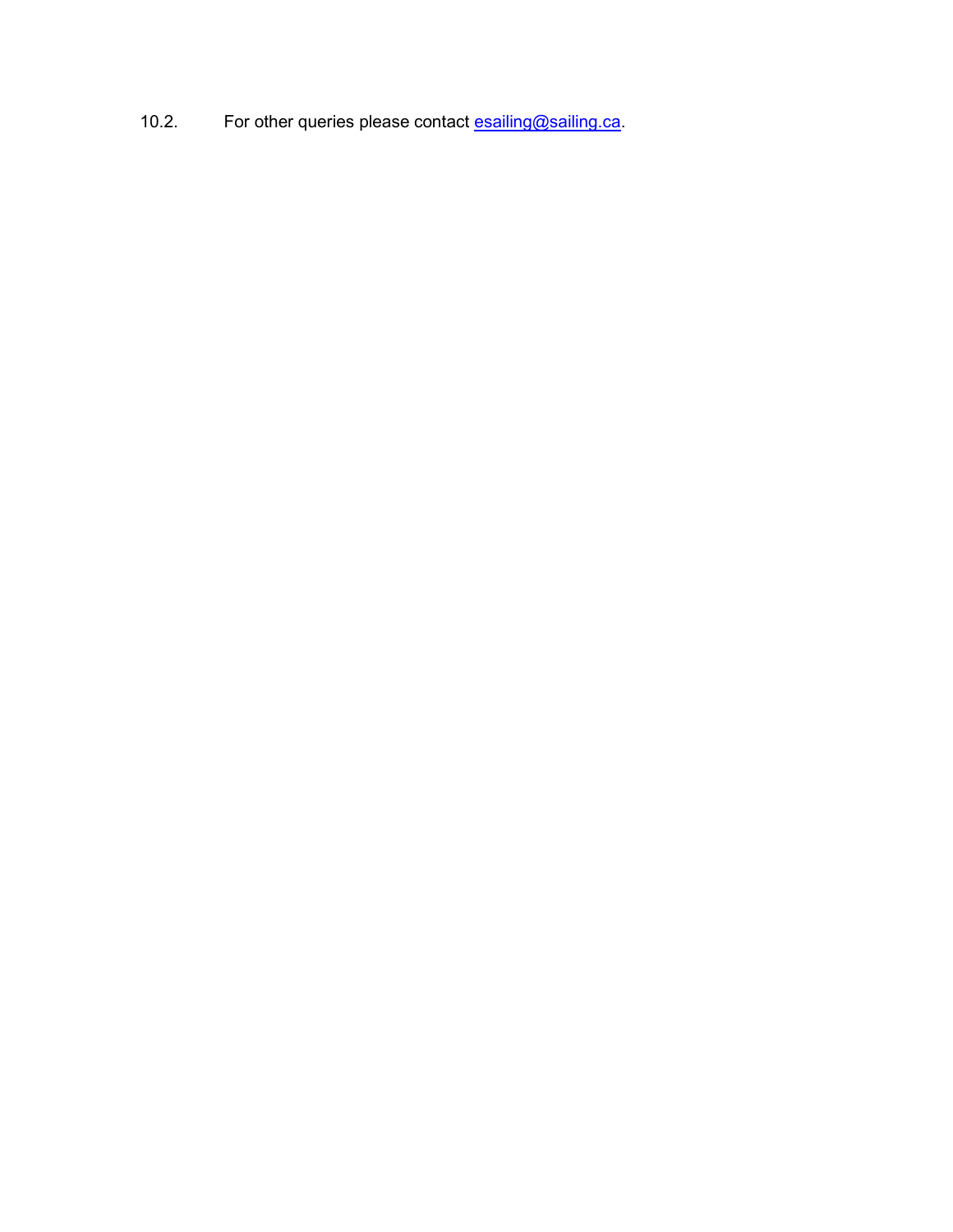10.2. For other queries please contact esailing@sailing.ca.